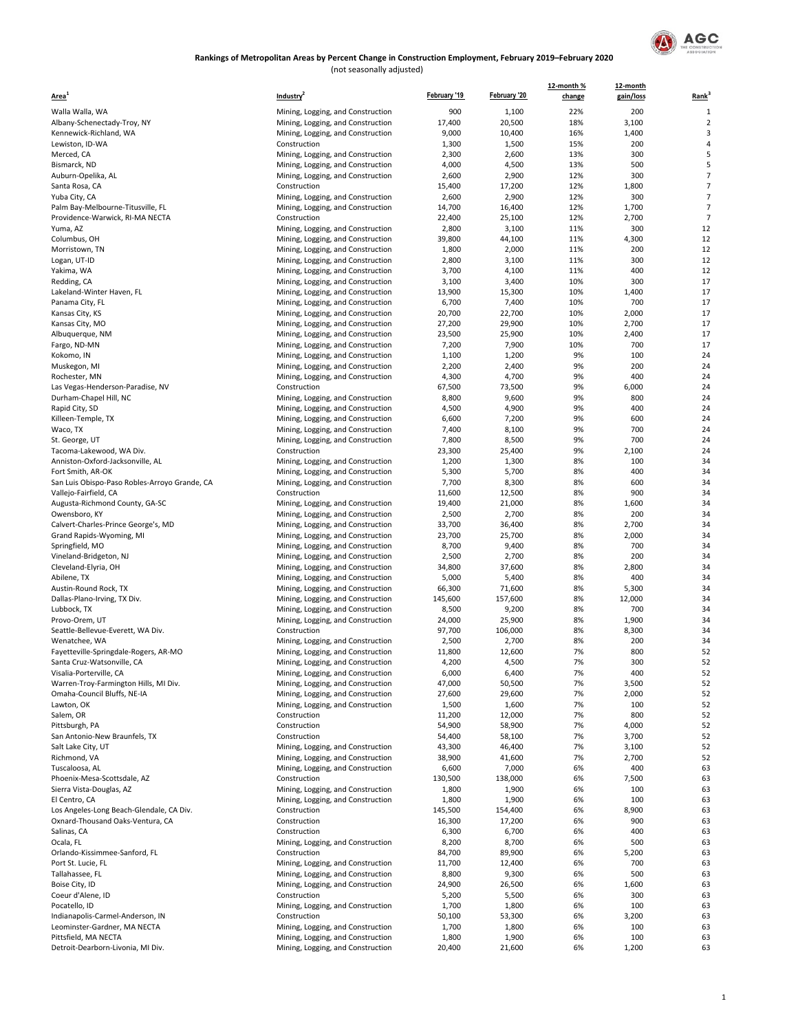## Rankings of Metropolitan Areas by Percent Change in Construction Employment, February 2019–February 2020

(not seasonally adjusted)

| Area[1] | Industry[2] | February '19 | February '20 | 12-month % change | 12-month gain/loss | Rank[3] |
|---|---|---|---|---|---|---|
| Walla Walla, WA | Mining, Logging, and Construction | 900 | 1,100 | 22% | 200 | 1 |
| Albany-Schenectady-Troy, NY | Mining, Logging, and Construction | 17,400 | 20,500 | 18% | 3,100 | 2 |
| Kennewick-Richland, WA | Mining, Logging, and Construction | 9,000 | 10,400 | 16% | 1,400 | 3 |
| Lewiston, ID-WA | Construction | 1,300 | 1,500 | 15% | 200 | 4 |
| Merced, CA | Mining, Logging, and Construction | 2,300 | 2,600 | 13% | 300 | 5 |
| Bismarck, ND | Mining, Logging, and Construction | 4,000 | 4,500 | 13% | 500 | 5 |
| Auburn-Opelika, AL | Mining, Logging, and Construction | 2,600 | 2,900 | 12% | 300 | 7 |
| Santa Rosa, CA | Construction | 15,400 | 17,200 | 12% | 1,800 | 7 |
| Yuba City, CA | Mining, Logging, and Construction | 2,600 | 2,900 | 12% | 300 | 7 |
| Palm Bay-Melbourne-Titusville, FL | Mining, Logging, and Construction | 14,700 | 16,400 | 12% | 1,700 | 7 |
| Providence-Warwick, RI-MA NECTA | Construction | 22,400 | 25,100 | 12% | 2,700 | 7 |
| Yuma, AZ | Mining, Logging, and Construction | 2,800 | 3,100 | 11% | 300 | 12 |
| Columbus, OH | Mining, Logging, and Construction | 39,800 | 44,100 | 11% | 4,300 | 12 |
| Morristown, TN | Mining, Logging, and Construction | 1,800 | 2,000 | 11% | 200 | 12 |
| Logan, UT-ID | Mining, Logging, and Construction | 2,800 | 3,100 | 11% | 300 | 12 |
| Yakima, WA | Mining, Logging, and Construction | 3,700 | 4,100 | 11% | 400 | 12 |
| Redding, CA | Mining, Logging, and Construction | 3,100 | 3,400 | 10% | 300 | 17 |
| Lakeland-Winter Haven, FL | Mining, Logging, and Construction | 13,900 | 15,300 | 10% | 1,400 | 17 |
| Panama City, FL | Mining, Logging, and Construction | 6,700 | 7,400 | 10% | 700 | 17 |
| Kansas City, KS | Mining, Logging, and Construction | 20,700 | 22,700 | 10% | 2,000 | 17 |
| Kansas City, MO | Mining, Logging, and Construction | 27,200 | 29,900 | 10% | 2,700 | 17 |
| Albuquerque, NM | Mining, Logging, and Construction | 23,500 | 25,900 | 10% | 2,400 | 17 |
| Fargo, ND-MN | Mining, Logging, and Construction | 7,200 | 7,900 | 10% | 700 | 17 |
| Kokomo, IN | Mining, Logging, and Construction | 1,100 | 1,200 | 9% | 100 | 24 |
| Muskegon, MI | Mining, Logging, and Construction | 2,200 | 2,400 | 9% | 200 | 24 |
| Rochester, MN | Mining, Logging, and Construction | 4,300 | 4,700 | 9% | 400 | 24 |
| Las Vegas-Henderson-Paradise, NV | Construction | 67,500 | 73,500 | 9% | 6,000 | 24 |
| Durham-Chapel Hill, NC | Mining, Logging, and Construction | 8,800 | 9,600 | 9% | 800 | 24 |
| Rapid City, SD | Mining, Logging, and Construction | 4,500 | 4,900 | 9% | 400 | 24 |
| Killeen-Temple, TX | Mining, Logging, and Construction | 6,600 | 7,200 | 9% | 600 | 24 |
| Waco, TX | Mining, Logging, and Construction | 7,400 | 8,100 | 9% | 700 | 24 |
| St. George, UT | Mining, Logging, and Construction | 7,800 | 8,500 | 9% | 700 | 24 |
| Tacoma-Lakewood, WA Div. | Construction | 23,300 | 25,400 | 9% | 2,100 | 24 |
| Anniston-Oxford-Jacksonville, AL | Mining, Logging, and Construction | 1,200 | 1,300 | 8% | 100 | 34 |
| Fort Smith, AR-OK | Mining, Logging, and Construction | 5,300 | 5,700 | 8% | 400 | 34 |
| San Luis Obispo-Paso Robles-Arroyo Grande, CA | Mining, Logging, and Construction | 7,700 | 8,300 | 8% | 600 | 34 |
| Vallejo-Fairfield, CA | Construction | 11,600 | 12,500 | 8% | 900 | 34 |
| Augusta-Richmond County, GA-SC | Mining, Logging, and Construction | 19,400 | 21,000 | 8% | 1,600 | 34 |
| Owensboro, KY | Mining, Logging, and Construction | 2,500 | 2,700 | 8% | 200 | 34 |
| Calvert-Charles-Prince George's, MD | Mining, Logging, and Construction | 33,700 | 36,400 | 8% | 2,700 | 34 |
| Grand Rapids-Wyoming, MI | Mining, Logging, and Construction | 23,700 | 25,700 | 8% | 2,000 | 34 |
| Springfield, MO | Mining, Logging, and Construction | 8,700 | 9,400 | 8% | 700 | 34 |
| Vineland-Bridgeton, NJ | Mining, Logging, and Construction | 2,500 | 2,700 | 8% | 200 | 34 |
| Cleveland-Elyria, OH | Mining, Logging, and Construction | 34,800 | 37,600 | 8% | 2,800 | 34 |
| Abilene, TX | Mining, Logging, and Construction | 5,000 | 5,400 | 8% | 400 | 34 |
| Austin-Round Rock, TX | Mining, Logging, and Construction | 66,300 | 71,600 | 8% | 5,300 | 34 |
| Dallas-Plano-Irving, TX Div. | Mining, Logging, and Construction | 145,600 | 157,600 | 8% | 12,000 | 34 |
| Lubbock, TX | Mining, Logging, and Construction | 8,500 | 9,200 | 8% | 700 | 34 |
| Provo-Orem, UT | Mining, Logging, and Construction | 24,000 | 25,900 | 8% | 1,900 | 34 |
| Seattle-Bellevue-Everett, WA Div. | Construction | 97,700 | 106,000 | 8% | 8,300 | 34 |
| Wenatchee, WA | Mining, Logging, and Construction | 2,500 | 2,700 | 8% | 200 | 34 |
| Fayetteville-Springdale-Rogers, AR-MO | Mining, Logging, and Construction | 11,800 | 12,600 | 7% | 800 | 52 |
| Santa Cruz-Watsonville, CA | Mining, Logging, and Construction | 4,200 | 4,500 | 7% | 300 | 52 |
| Visalia-Porterville, CA | Mining, Logging, and Construction | 6,000 | 6,400 | 7% | 400 | 52 |
| Warren-Troy-Farmington Hills, MI Div. | Mining, Logging, and Construction | 47,000 | 50,500 | 7% | 3,500 | 52 |
| Omaha-Council Bluffs, NE-IA | Mining, Logging, and Construction | 27,600 | 29,600 | 7% | 2,000 | 52 |
| Lawton, OK | Mining, Logging, and Construction | 1,500 | 1,600 | 7% | 100 | 52 |
| Salem, OR | Construction | 11,200 | 12,000 | 7% | 800 | 52 |
| Pittsburgh, PA | Construction | 54,900 | 58,900 | 7% | 4,000 | 52 |
| San Antonio-New Braunfels, TX | Construction | 54,400 | 58,100 | 7% | 3,700 | 52 |
| Salt Lake City, UT | Mining, Logging, and Construction | 43,300 | 46,400 | 7% | 3,100 | 52 |
| Richmond, VA | Mining, Logging, and Construction | 38,900 | 41,600 | 7% | 2,700 | 52 |
| Tuscaloosa, AL | Mining, Logging, and Construction | 6,600 | 7,000 | 6% | 400 | 63 |
| Phoenix-Mesa-Scottsdale, AZ | Construction | 130,500 | 138,000 | 6% | 7,500 | 63 |
| Sierra Vista-Douglas, AZ | Mining, Logging, and Construction | 1,800 | 1,900 | 6% | 100 | 63 |
| El Centro, CA | Mining, Logging, and Construction | 1,800 | 1,900 | 6% | 100 | 63 |
| Los Angeles-Long Beach-Glendale, CA Div. | Construction | 145,500 | 154,400 | 6% | 8,900 | 63 |
| Oxnard-Thousand Oaks-Ventura, CA | Construction | 16,300 | 17,200 | 6% | 900 | 63 |
| Salinas, CA | Construction | 6,300 | 6,700 | 6% | 400 | 63 |
| Ocala, FL | Mining, Logging, and Construction | 8,200 | 8,700 | 6% | 500 | 63 |
| Orlando-Kissimmee-Sanford, FL | Construction | 84,700 | 89,900 | 6% | 5,200 | 63 |
| Port St. Lucie, FL | Mining, Logging, and Construction | 11,700 | 12,400 | 6% | 700 | 63 |
| Tallahassee, FL | Mining, Logging, and Construction | 8,800 | 9,300 | 6% | 500 | 63 |
| Boise City, ID | Mining, Logging, and Construction | 24,900 | 26,500 | 6% | 1,600 | 63 |
| Coeur d'Alene, ID | Construction | 5,200 | 5,500 | 6% | 300 | 63 |
| Pocatello, ID | Mining, Logging, and Construction | 1,700 | 1,800 | 6% | 100 | 63 |
| Indianapolis-Carmel-Anderson, IN | Construction | 50,100 | 53,300 | 6% | 3,200 | 63 |
| Leominster-Gardner, MA NECTA | Mining, Logging, and Construction | 1,700 | 1,800 | 6% | 100 | 63 |
| Pittsfield, MA NECTA | Mining, Logging, and Construction | 1,800 | 1,900 | 6% | 100 | 63 |
| Detroit-Dearborn-Livonia, MI Div. | Mining, Logging, and Construction | 20,400 | 21,600 | 6% | 1,200 | 63 |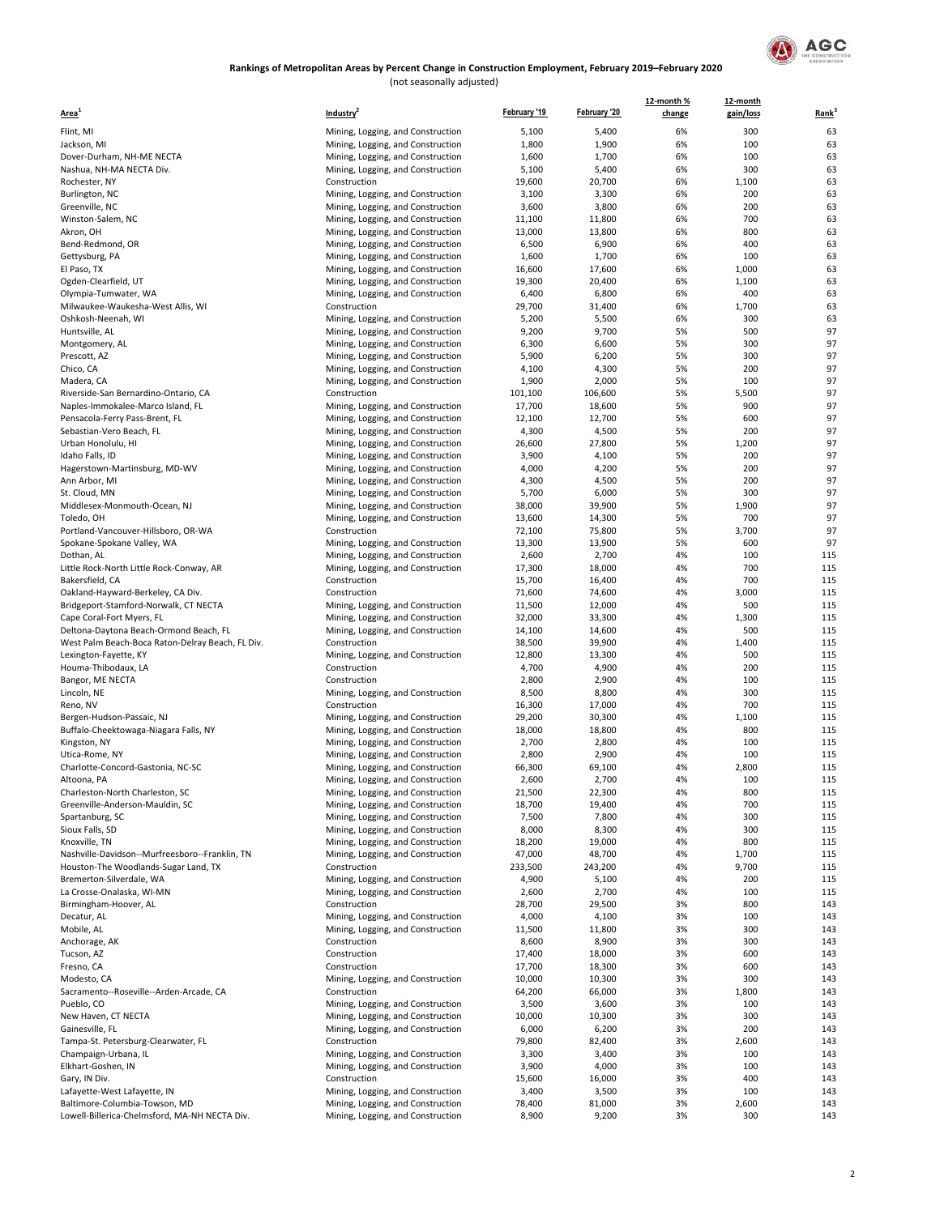## Rankings of Metropolitan Areas by Percent Change in Construction Employment, February 2019–February 2020

(not seasonally adjusted)

| Area[1] | Industry[2] | February '19 | February '20 | 12-month % change | 12-month gain/loss | Rank[3] |
|---|---|---|---|---|---|---|
| Flint, MI | Mining, Logging, and Construction | 5,100 | 5,400 | 6% | 300 | 63 |
| Jackson, MI | Mining, Logging, and Construction | 1,800 | 1,900 | 6% | 100 | 63 |
| Dover-Durham, NH-ME NECTA | Mining, Logging, and Construction | 1,600 | 1,700 | 6% | 100 | 63 |
| Nashua, NH-MA NECTA Div. | Mining, Logging, and Construction | 5,100 | 5,400 | 6% | 300 | 63 |
| Rochester, NY | Construction | 19,600 | 20,700 | 6% | 1,100 | 63 |
| Burlington, NC | Mining, Logging, and Construction | 3,100 | 3,300 | 6% | 200 | 63 |
| Greenville, NC | Mining, Logging, and Construction | 3,600 | 3,800 | 6% | 200 | 63 |
| Winston-Salem, NC | Mining, Logging, and Construction | 11,100 | 11,800 | 6% | 700 | 63 |
| Akron, OH | Mining, Logging, and Construction | 13,000 | 13,800 | 6% | 800 | 63 |
| Bend-Redmond, OR | Mining, Logging, and Construction | 6,500 | 6,900 | 6% | 400 | 63 |
| Gettysburg, PA | Mining, Logging, and Construction | 1,600 | 1,700 | 6% | 100 | 63 |
| El Paso, TX | Mining, Logging, and Construction | 16,600 | 17,600 | 6% | 1,000 | 63 |
| Ogden-Clearfield, UT | Mining, Logging, and Construction | 19,300 | 20,400 | 6% | 1,100 | 63 |
| Olympia-Tumwater, WA | Mining, Logging, and Construction | 6,400 | 6,800 | 6% | 400 | 63 |
| Milwaukee-Waukesha-West Allis, WI | Construction | 29,700 | 31,400 | 6% | 1,700 | 63 |
| Oshkosh-Neenah, WI | Mining, Logging, and Construction | 5,200 | 5,500 | 6% | 300 | 63 |
| Huntsville, AL | Mining, Logging, and Construction | 9,200 | 9,700 | 5% | 500 | 97 |
| Montgomery, AL | Mining, Logging, and Construction | 6,300 | 6,600 | 5% | 300 | 97 |
| Prescott, AZ | Mining, Logging, and Construction | 5,900 | 6,200 | 5% | 300 | 97 |
| Chico, CA | Mining, Logging, and Construction | 4,100 | 4,300 | 5% | 200 | 97 |
| Madera, CA | Mining, Logging, and Construction | 1,900 | 2,000 | 5% | 100 | 97 |
| Riverside-San Bernardino-Ontario, CA | Construction | 101,100 | 106,600 | 5% | 5,500 | 97 |
| Naples-Immokalee-Marco Island, FL | Mining, Logging, and Construction | 17,700 | 18,600 | 5% | 900 | 97 |
| Pensacola-Ferry Pass-Brent, FL | Mining, Logging, and Construction | 12,100 | 12,700 | 5% | 600 | 97 |
| Sebastian-Vero Beach, FL | Mining, Logging, and Construction | 4,300 | 4,500 | 5% | 200 | 97 |
| Urban Honolulu, HI | Mining, Logging, and Construction | 26,600 | 27,800 | 5% | 1,200 | 97 |
| Idaho Falls, ID | Mining, Logging, and Construction | 3,900 | 4,100 | 5% | 200 | 97 |
| Hagerstown-Martinsburg, MD-WV | Mining, Logging, and Construction | 4,000 | 4,200 | 5% | 200 | 97 |
| Ann Arbor, MI | Mining, Logging, and Construction | 4,300 | 4,500 | 5% | 200 | 97 |
| St. Cloud, MN | Mining, Logging, and Construction | 5,700 | 6,000 | 5% | 300 | 97 |
| Middlesex-Monmouth-Ocean, NJ | Mining, Logging, and Construction | 38,000 | 39,900 | 5% | 1,900 | 97 |
| Toledo, OH | Mining, Logging, and Construction | 13,600 | 14,300 | 5% | 700 | 97 |
| Portland-Vancouver-Hillsboro, OR-WA | Construction | 72,100 | 75,800 | 5% | 3,700 | 97 |
| Spokane-Spokane Valley, WA | Mining, Logging, and Construction | 13,300 | 13,900 | 5% | 600 | 97 |
| Dothan, AL | Mining, Logging, and Construction | 2,600 | 2,700 | 4% | 100 | 115 |
| Little Rock-North Little Rock-Conway, AR | Mining, Logging, and Construction | 17,300 | 18,000 | 4% | 700 | 115 |
| Bakersfield, CA | Construction | 15,700 | 16,400 | 4% | 700 | 115 |
| Oakland-Hayward-Berkeley, CA Div. | Construction | 71,600 | 74,600 | 4% | 3,000 | 115 |
| Bridgeport-Stamford-Norwalk, CT NECTA | Mining, Logging, and Construction | 11,500 | 12,000 | 4% | 500 | 115 |
| Cape Coral-Fort Myers, FL | Mining, Logging, and Construction | 32,000 | 33,300 | 4% | 1,300 | 115 |
| Deltona-Daytona Beach-Ormond Beach, FL | Mining, Logging, and Construction | 14,100 | 14,600 | 4% | 500 | 115 |
| West Palm Beach-Boca Raton-Delray Beach, FL Div. | Construction | 38,500 | 39,900 | 4% | 1,400 | 115 |
| Lexington-Fayette, KY | Mining, Logging, and Construction | 12,800 | 13,300 | 4% | 500 | 115 |
| Houma-Thibodaux, LA | Construction | 4,700 | 4,900 | 4% | 200 | 115 |
| Bangor, ME NECTA | Construction | 2,800 | 2,900 | 4% | 100 | 115 |
| Lincoln, NE | Mining, Logging, and Construction | 8,500 | 8,800 | 4% | 300 | 115 |
| Reno, NV | Construction | 16,300 | 17,000 | 4% | 700 | 115 |
| Bergen-Hudson-Passaic, NJ | Mining, Logging, and Construction | 29,200 | 30,300 | 4% | 1,100 | 115 |
| Buffalo-Cheektowaga-Niagara Falls, NY | Mining, Logging, and Construction | 18,000 | 18,800 | 4% | 800 | 115 |
| Kingston, NY | Mining, Logging, and Construction | 2,700 | 2,800 | 4% | 100 | 115 |
| Utica-Rome, NY | Mining, Logging, and Construction | 2,800 | 2,900 | 4% | 100 | 115 |
| Charlotte-Concord-Gastonia, NC-SC | Mining, Logging, and Construction | 66,300 | 69,100 | 4% | 2,800 | 115 |
| Altoona, PA | Mining, Logging, and Construction | 2,600 | 2,700 | 4% | 100 | 115 |
| Charleston-North Charleston, SC | Mining, Logging, and Construction | 21,500 | 22,300 | 4% | 800 | 115 |
| Greenville-Anderson-Mauldin, SC | Mining, Logging, and Construction | 18,700 | 19,400 | 4% | 700 | 115 |
| Spartanburg, SC | Mining, Logging, and Construction | 7,500 | 7,800 | 4% | 300 | 115 |
| Sioux Falls, SD | Mining, Logging, and Construction | 8,000 | 8,300 | 4% | 300 | 115 |
| Knoxville, TN | Mining, Logging, and Construction | 18,200 | 19,000 | 4% | 800 | 115 |
| Nashville-Davidson--Murfreesboro--Franklin, TN | Mining, Logging, and Construction | 47,000 | 48,700 | 4% | 1,700 | 115 |
| Houston-The Woodlands-Sugar Land, TX | Construction | 233,500 | 243,200 | 4% | 9,700 | 115 |
| Bremerton-Silverdale, WA | Mining, Logging, and Construction | 4,900 | 5,100 | 4% | 200 | 115 |
| La Crosse-Onalaska, WI-MN | Mining, Logging, and Construction | 2,600 | 2,700 | 4% | 100 | 115 |
| Birmingham-Hoover, AL | Construction | 28,700 | 29,500 | 3% | 800 | 143 |
| Decatur, AL | Mining, Logging, and Construction | 4,000 | 4,100 | 3% | 100 | 143 |
| Mobile, AL | Mining, Logging, and Construction | 11,500 | 11,800 | 3% | 300 | 143 |
| Anchorage, AK | Construction | 8,600 | 8,900 | 3% | 300 | 143 |
| Tucson, AZ | Construction | 17,400 | 18,000 | 3% | 600 | 143 |
| Fresno, CA | Construction | 17,700 | 18,300 | 3% | 600 | 143 |
| Modesto, CA | Mining, Logging, and Construction | 10,000 | 10,300 | 3% | 300 | 143 |
| Sacramento--Roseville--Arden-Arcade, CA | Construction | 64,200 | 66,000 | 3% | 1,800 | 143 |
| Pueblo, CO | Mining, Logging, and Construction | 3,500 | 3,600 | 3% | 100 | 143 |
| New Haven, CT NECTA | Mining, Logging, and Construction | 10,000 | 10,300 | 3% | 300 | 143 |
| Gainesville, FL | Mining, Logging, and Construction | 6,000 | 6,200 | 3% | 200 | 143 |
| Tampa-St. Petersburg-Clearwater, FL | Construction | 79,800 | 82,400 | 3% | 2,600 | 143 |
| Champaign-Urbana, IL | Mining, Logging, and Construction | 3,300 | 3,400 | 3% | 100 | 143 |
| Elkhart-Goshen, IN | Mining, Logging, and Construction | 3,900 | 4,000 | 3% | 100 | 143 |
| Gary, IN Div. | Construction | 15,600 | 16,000 | 3% | 400 | 143 |
| Lafayette-West Lafayette, IN | Mining, Logging, and Construction | 3,400 | 3,500 | 3% | 100 | 143 |
| Baltimore-Columbia-Towson, MD | Mining, Logging, and Construction | 78,400 | 81,000 | 3% | 2,600 | 143 |
| Lowell-Billerica-Chelmsford, MA-NH NECTA Div. | Mining, Logging, and Construction | 8,900 | 9,200 | 3% | 300 | 143 |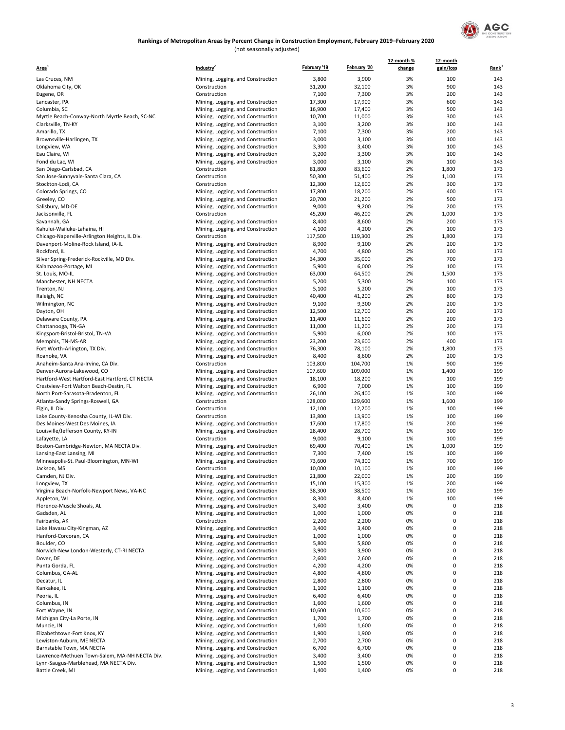### Rankings of Metropolitan Areas by Percent Change in Construction Employment, February 2019–February 2020

(not seasonally adjusted)

| Area[1] | Industry[2] | February '19 | February '20 | 12-month % change | 12-month gain/loss | Rank[3] |
|---|---|---|---|---|---|---|
| Las Cruces, NM | Mining, Logging, and Construction | 3,800 | 3,900 | 3% | 100 | 143 |
| Oklahoma City, OK | Construction | 31,200 | 32,100 | 3% | 900 | 143 |
| Eugene, OR | Construction | 7,100 | 7,300 | 3% | 200 | 143 |
| Lancaster, PA | Mining, Logging, and Construction | 17,300 | 17,900 | 3% | 600 | 143 |
| Columbia, SC | Mining, Logging, and Construction | 16,900 | 17,400 | 3% | 500 | 143 |
| Myrtle Beach-Conway-North Myrtle Beach, SC-NC | Mining, Logging, and Construction | 10,700 | 11,000 | 3% | 300 | 143 |
| Clarksville, TN-KY | Mining, Logging, and Construction | 3,100 | 3,200 | 3% | 100 | 143 |
| Amarillo, TX | Mining, Logging, and Construction | 7,100 | 7,300 | 3% | 200 | 143 |
| Brownsville-Harlingen, TX | Mining, Logging, and Construction | 3,000 | 3,100 | 3% | 100 | 143 |
| Longview, WA | Mining, Logging, and Construction | 3,300 | 3,400 | 3% | 100 | 143 |
| Eau Claire, WI | Mining, Logging, and Construction | 3,200 | 3,300 | 3% | 100 | 143 |
| Fond du Lac, WI | Mining, Logging, and Construction | 3,000 | 3,100 | 3% | 100 | 143 |
| San Diego-Carlsbad, CA | Construction | 81,800 | 83,600 | 2% | 1,800 | 173 |
| San Jose-Sunnyvale-Santa Clara, CA | Construction | 50,300 | 51,400 | 2% | 1,100 | 173 |
| Stockton-Lodi, CA | Construction | 12,300 | 12,600 | 2% | 300 | 173 |
| Colorado Springs, CO | Mining, Logging, and Construction | 17,800 | 18,200 | 2% | 400 | 173 |
| Greeley, CO | Mining, Logging, and Construction | 20,700 | 21,200 | 2% | 500 | 173 |
| Salisbury, MD-DE | Mining, Logging, and Construction | 9,000 | 9,200 | 2% | 200 | 173 |
| Jacksonville, FL | Construction | 45,200 | 46,200 | 2% | 1,000 | 173 |
| Savannah, GA | Mining, Logging, and Construction | 8,400 | 8,600 | 2% | 200 | 173 |
| Kahului-Wailuku-Lahaina, HI | Mining, Logging, and Construction | 4,100 | 4,200 | 2% | 100 | 173 |
| Chicago-Naperville-Arlington Heights, IL Div. | Construction | 117,500 | 119,300 | 2% | 1,800 | 173 |
| Davenport-Moline-Rock Island, IA-IL | Mining, Logging, and Construction | 8,900 | 9,100 | 2% | 200 | 173 |
| Rockford, IL | Mining, Logging, and Construction | 4,700 | 4,800 | 2% | 100 | 173 |
| Silver Spring-Frederick-Rockville, MD Div. | Mining, Logging, and Construction | 34,300 | 35,000 | 2% | 700 | 173 |
| Kalamazoo-Portage, MI | Mining, Logging, and Construction | 5,900 | 6,000 | 2% | 100 | 173 |
| St. Louis, MO-IL | Mining, Logging, and Construction | 63,000 | 64,500 | 2% | 1,500 | 173 |
| Manchester, NH NECTA | Mining, Logging, and Construction | 5,200 | 5,300 | 2% | 100 | 173 |
| Trenton, NJ | Mining, Logging, and Construction | 5,100 | 5,200 | 2% | 100 | 173 |
| Raleigh, NC | Mining, Logging, and Construction | 40,400 | 41,200 | 2% | 800 | 173 |
| Wilmington, NC | Mining, Logging, and Construction | 9,100 | 9,300 | 2% | 200 | 173 |
| Dayton, OH | Mining, Logging, and Construction | 12,500 | 12,700 | 2% | 200 | 173 |
| Delaware County, PA | Mining, Logging, and Construction | 11,400 | 11,600 | 2% | 200 | 173 |
| Chattanooga, TN-GA | Mining, Logging, and Construction | 11,000 | 11,200 | 2% | 200 | 173 |
| Kingsport-Bristol-Bristol, TN-VA | Mining, Logging, and Construction | 5,900 | 6,000 | 2% | 100 | 173 |
| Memphis, TN-MS-AR | Mining, Logging, and Construction | 23,200 | 23,600 | 2% | 400 | 173 |
| Fort Worth-Arlington, TX Div. | Mining, Logging, and Construction | 76,300 | 78,100 | 2% | 1,800 | 173 |
| Roanoke, VA | Mining, Logging, and Construction | 8,400 | 8,600 | 2% | 200 | 173 |
| Anaheim-Santa Ana-Irvine, CA Div. | Construction | 103,800 | 104,700 | 1% | 900 | 199 |
| Denver-Aurora-Lakewood, CO | Mining, Logging, and Construction | 107,600 | 109,000 | 1% | 1,400 | 199 |
| Hartford-West Hartford-East Hartford, CT NECTA | Mining, Logging, and Construction | 18,100 | 18,200 | 1% | 100 | 199 |
| Crestview-Fort Walton Beach-Destin, FL | Mining, Logging, and Construction | 6,900 | 7,000 | 1% | 100 | 199 |
| North Port-Sarasota-Bradenton, FL | Mining, Logging, and Construction | 26,100 | 26,400 | 1% | 300 | 199 |
| Atlanta-Sandy Springs-Roswell, GA | Construction | 128,000 | 129,600 | 1% | 1,600 | 199 |
| Elgin, IL Div. | Construction | 12,100 | 12,200 | 1% | 100 | 199 |
| Lake County-Kenosha County, IL-WI Div. | Construction | 13,800 | 13,900 | 1% | 100 | 199 |
| Des Moines-West Des Moines, IA | Mining, Logging, and Construction | 17,600 | 17,800 | 1% | 200 | 199 |
| Louisville/Jefferson County, KY-IN | Mining, Logging, and Construction | 28,400 | 28,700 | 1% | 300 | 199 |
| Lafayette, LA | Construction | 9,000 | 9,100 | 1% | 100 | 199 |
| Boston-Cambridge-Newton, MA NECTA Div. | Mining, Logging, and Construction | 69,400 | 70,400 | 1% | 1,000 | 199 |
| Lansing-East Lansing, MI | Mining, Logging, and Construction | 7,300 | 7,400 | 1% | 100 | 199 |
| Minneapolis-St. Paul-Bloomington, MN-WI | Mining, Logging, and Construction | 73,600 | 74,300 | 1% | 700 | 199 |
| Jackson, MS | Construction | 10,000 | 10,100 | 1% | 100 | 199 |
| Camden, NJ Div. | Mining, Logging, and Construction | 21,800 | 22,000 | 1% | 200 | 199 |
| Longview, TX | Mining, Logging, and Construction | 15,100 | 15,300 | 1% | 200 | 199 |
| Virginia Beach-Norfolk-Newport News, VA-NC | Mining, Logging, and Construction | 38,300 | 38,500 | 1% | 200 | 199 |
| Appleton, WI | Mining, Logging, and Construction | 8,300 | 8,400 | 1% | 100 | 199 |
| Florence-Muscle Shoals, AL | Mining, Logging, and Construction | 3,400 | 3,400 | 0% | 0 | 218 |
| Gadsden, AL | Mining, Logging, and Construction | 1,000 | 1,000 | 0% | 0 | 218 |
| Fairbanks, AK | Construction | 2,200 | 2,200 | 0% | 0 | 218 |
| Lake Havasu City-Kingman, AZ | Mining, Logging, and Construction | 3,400 | 3,400 | 0% | 0 | 218 |
| Hanford-Corcoran, CA | Mining, Logging, and Construction | 1,000 | 1,000 | 0% | 0 | 218 |
| Boulder, CO | Mining, Logging, and Construction | 5,800 | 5,800 | 0% | 0 | 218 |
| Norwich-New London-Westerly, CT-RI NECTA | Mining, Logging, and Construction | 3,900 | 3,900 | 0% | 0 | 218 |
| Dover, DE | Mining, Logging, and Construction | 2,600 | 2,600 | 0% | 0 | 218 |
| Punta Gorda, FL | Mining, Logging, and Construction | 4,200 | 4,200 | 0% | 0 | 218 |
| Columbus, GA-AL | Mining, Logging, and Construction | 4,800 | 4,800 | 0% | 0 | 218 |
| Decatur, IL | Mining, Logging, and Construction | 2,800 | 2,800 | 0% | 0 | 218 |
| Kankakee, IL | Mining, Logging, and Construction | 1,100 | 1,100 | 0% | 0 | 218 |
| Peoria, IL | Mining, Logging, and Construction | 6,400 | 6,400 | 0% | 0 | 218 |
| Columbus, IN | Mining, Logging, and Construction | 1,600 | 1,600 | 0% | 0 | 218 |
| Fort Wayne, IN | Mining, Logging, and Construction | 10,600 | 10,600 | 0% | 0 | 218 |
| Michigan City-La Porte, IN | Mining, Logging, and Construction | 1,700 | 1,700 | 0% | 0 | 218 |
| Muncie, IN | Mining, Logging, and Construction | 1,600 | 1,600 | 0% | 0 | 218 |
| Elizabethtown-Fort Knox, KY | Mining, Logging, and Construction | 1,900 | 1,900 | 0% | 0 | 218 |
| Lewiston-Auburn, ME NECTA | Mining, Logging, and Construction | 2,700 | 2,700 | 0% | 0 | 218 |
| Barnstable Town, MA NECTA | Mining, Logging, and Construction | 6,700 | 6,700 | 0% | 0 | 218 |
| Lawrence-Methuen Town-Salem, MA-NH NECTA Div. | Mining, Logging, and Construction | 3,400 | 3,400 | 0% | 0 | 218 |
| Lynn-Saugus-Marblehead, MA NECTA Div. | Mining, Logging, and Construction | 1,500 | 1,500 | 0% | 0 | 218 |
| Battle Creek, MI | Mining, Logging, and Construction | 1,400 | 1,400 | 0% | 0 | 218 |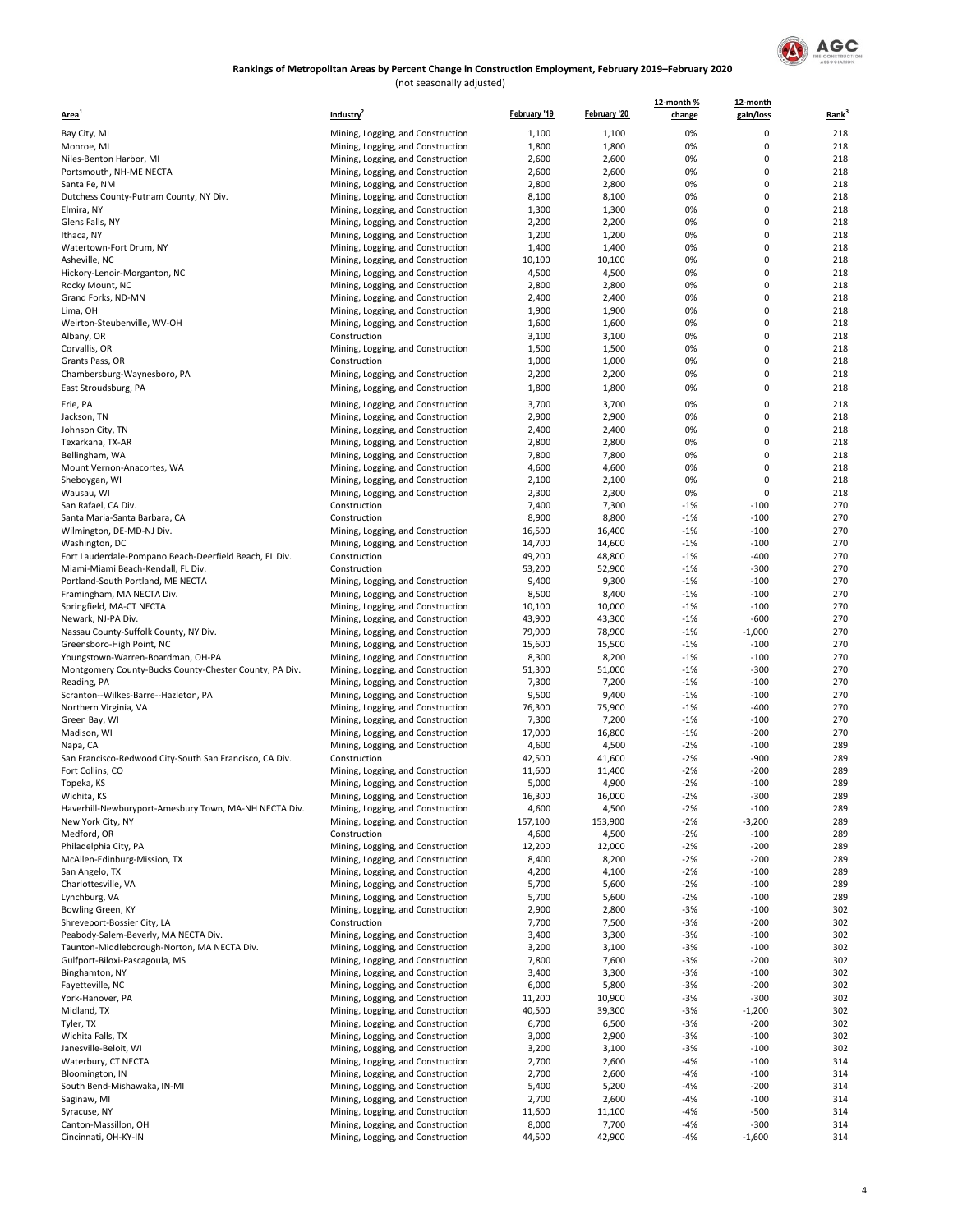## Rankings of Metropolitan Areas by Percent Change in Construction Employment, February 2019–February 2020

(not seasonally adjusted)

| Area[1] | Industry[2] | February '19 | February '20 | 12-month % change | 12-month gain/loss | Rank[3] |
|---|---|---|---|---|---|---|
| Bay City, MI | Mining, Logging, and Construction | 1,100 | 1,100 | 0% | 0 | 218 |
| Monroe, MI | Mining, Logging, and Construction | 1,800 | 1,800 | 0% | 0 | 218 |
| Niles-Benton Harbor, MI | Mining, Logging, and Construction | 2,600 | 2,600 | 0% | 0 | 218 |
| Portsmouth, NH-ME NECTA | Mining, Logging, and Construction | 2,600 | 2,600 | 0% | 0 | 218 |
| Santa Fe, NM | Mining, Logging, and Construction | 2,800 | 2,800 | 0% | 0 | 218 |
| Dutchess County-Putnam County, NY Div. | Mining, Logging, and Construction | 8,100 | 8,100 | 0% | 0 | 218 |
| Elmira, NY | Mining, Logging, and Construction | 1,300 | 1,300 | 0% | 0 | 218 |
| Glens Falls, NY | Mining, Logging, and Construction | 2,200 | 2,200 | 0% | 0 | 218 |
| Ithaca, NY | Mining, Logging, and Construction | 1,200 | 1,200 | 0% | 0 | 218 |
| Watertown-Fort Drum, NY | Mining, Logging, and Construction | 1,400 | 1,400 | 0% | 0 | 218 |
| Asheville, NC | Mining, Logging, and Construction | 10,100 | 10,100 | 0% | 0 | 218 |
| Hickory-Lenoir-Morganton, NC | Mining, Logging, and Construction | 4,500 | 4,500 | 0% | 0 | 218 |
| Rocky Mount, NC | Mining, Logging, and Construction | 2,800 | 2,800 | 0% | 0 | 218 |
| Grand Forks, ND-MN | Mining, Logging, and Construction | 2,400 | 2,400 | 0% | 0 | 218 |
| Lima, OH | Mining, Logging, and Construction | 1,900 | 1,900 | 0% | 0 | 218 |
| Weirton-Steubenville, WV-OH | Mining, Logging, and Construction | 1,600 | 1,600 | 0% | 0 | 218 |
| Albany, OR | Construction | 3,100 | 3,100 | 0% | 0 | 218 |
| Corvallis, OR | Mining, Logging, and Construction | 1,500 | 1,500 | 0% | 0 | 218 |
| Grants Pass, OR | Construction | 1,000 | 1,000 | 0% | 0 | 218 |
| Chambersburg-Waynesboro, PA | Mining, Logging, and Construction | 2,200 | 2,200 | 0% | 0 | 218 |
| East Stroudsburg, PA | Mining, Logging, and Construction | 1,800 | 1,800 | 0% | 0 | 218 |
| Erie, PA | Mining, Logging, and Construction | 3,700 | 3,700 | 0% | 0 | 218 |
| Jackson, TN | Mining, Logging, and Construction | 2,900 | 2,900 | 0% | 0 | 218 |
| Johnson City, TN | Mining, Logging, and Construction | 2,400 | 2,400 | 0% | 0 | 218 |
| Texarkana, TX-AR | Mining, Logging, and Construction | 2,800 | 2,800 | 0% | 0 | 218 |
| Bellingham, WA | Mining, Logging, and Construction | 7,800 | 7,800 | 0% | 0 | 218 |
| Mount Vernon-Anacortes, WA | Mining, Logging, and Construction | 4,600 | 4,600 | 0% | 0 | 218 |
| Sheboygan, WI | Mining, Logging, and Construction | 2,100 | 2,100 | 0% | 0 | 218 |
| Wausau, WI | Mining, Logging, and Construction | 2,300 | 2,300 | 0% | 0 | 218 |
| San Rafael, CA Div. | Construction | 7,400 | 7,300 | -1% | -100 | 270 |
| Santa Maria-Santa Barbara, CA | Construction | 8,900 | 8,800 | -1% | -100 | 270 |
| Wilmington, DE-MD-NJ Div. | Mining, Logging, and Construction | 16,500 | 16,400 | -1% | -100 | 270 |
| Washington, DC | Mining, Logging, and Construction | 14,700 | 14,600 | -1% | -100 | 270 |
| Fort Lauderdale-Pompano Beach-Deerfield Beach, FL Div. | Construction | 49,200 | 48,800 | -1% | -400 | 270 |
| Miami-Miami Beach-Kendall, FL Div. | Construction | 53,200 | 52,900 | -1% | -300 | 270 |
| Portland-South Portland, ME NECTA | Mining, Logging, and Construction | 9,400 | 9,300 | -1% | -100 | 270 |
| Framingham, MA NECTA Div. | Mining, Logging, and Construction | 8,500 | 8,400 | -1% | -100 | 270 |
| Springfield, MA-CT NECTA | Mining, Logging, and Construction | 10,100 | 10,000 | -1% | -100 | 270 |
| Newark, NJ-PA Div. | Mining, Logging, and Construction | 43,900 | 43,300 | -1% | -600 | 270 |
| Nassau County-Suffolk County, NY Div. | Mining, Logging, and Construction | 79,900 | 78,900 | -1% | -1,000 | 270 |
| Greensboro-High Point, NC | Mining, Logging, and Construction | 15,600 | 15,500 | -1% | -100 | 270 |
| Youngstown-Warren-Boardman, OH-PA | Mining, Logging, and Construction | 8,300 | 8,200 | -1% | -100 | 270 |
| Montgomery County-Bucks County-Chester County, PA Div. | Mining, Logging, and Construction | 51,300 | 51,000 | -1% | -300 | 270 |
| Reading, PA | Mining, Logging, and Construction | 7,300 | 7,200 | -1% | -100 | 270 |
| Scranton--Wilkes-Barre--Hazleton, PA | Mining, Logging, and Construction | 9,500 | 9,400 | -1% | -100 | 270 |
| Northern Virginia, VA | Mining, Logging, and Construction | 76,300 | 75,900 | -1% | -400 | 270 |
| Green Bay, WI | Mining, Logging, and Construction | 7,300 | 7,200 | -1% | -100 | 270 |
| Madison, WI | Mining, Logging, and Construction | 17,000 | 16,800 | -1% | -200 | 270 |
| Napa, CA | Mining, Logging, and Construction | 4,600 | 4,500 | -2% | -100 | 289 |
| San Francisco-Redwood City-South San Francisco, CA Div. | Construction | 42,500 | 41,600 | -2% | -900 | 289 |
| Fort Collins, CO | Mining, Logging, and Construction | 11,600 | 11,400 | -2% | -200 | 289 |
| Topeka, KS | Mining, Logging, and Construction | 5,000 | 4,900 | -2% | -100 | 289 |
| Wichita, KS | Mining, Logging, and Construction | 16,300 | 16,000 | -2% | -300 | 289 |
| Haverhill-Newburyport-Amesbury Town, MA-NH NECTA Div. | Mining, Logging, and Construction | 4,600 | 4,500 | -2% | -100 | 289 |
| New York City, NY | Mining, Logging, and Construction | 157,100 | 153,900 | -2% | -3,200 | 289 |
| Medford, OR | Construction | 4,600 | 4,500 | -2% | -100 | 289 |
| Philadelphia City, PA | Mining, Logging, and Construction | 12,200 | 12,000 | -2% | -200 | 289 |
| McAllen-Edinburg-Mission, TX | Mining, Logging, and Construction | 8,400 | 8,200 | -2% | -200 | 289 |
| San Angelo, TX | Mining, Logging, and Construction | 4,200 | 4,100 | -2% | -100 | 289 |
| Charlottesville, VA | Mining, Logging, and Construction | 5,700 | 5,600 | -2% | -100 | 289 |
| Lynchburg, VA | Mining, Logging, and Construction | 5,700 | 5,600 | -2% | -100 | 289 |
| Bowling Green, KY | Mining, Logging, and Construction | 2,900 | 2,800 | -3% | -100 | 302 |
| Shreveport-Bossier City, LA | Construction | 7,700 | 7,500 | -3% | -200 | 302 |
| Peabody-Salem-Beverly, MA NECTA Div. | Mining, Logging, and Construction | 3,400 | 3,300 | -3% | -100 | 302 |
| Taunton-Middleborough-Norton, MA NECTA Div. | Mining, Logging, and Construction | 3,200 | 3,100 | -3% | -100 | 302 |
| Gulfport-Biloxi-Pascagoula, MS | Mining, Logging, and Construction | 7,800 | 7,600 | -3% | -200 | 302 |
| Binghamton, NY | Mining, Logging, and Construction | 3,400 | 3,300 | -3% | -100 | 302 |
| Fayetteville, NC | Mining, Logging, and Construction | 6,000 | 5,800 | -3% | -200 | 302 |
| York-Hanover, PA | Mining, Logging, and Construction | 11,200 | 10,900 | -3% | -300 | 302 |
| Midland, TX | Mining, Logging, and Construction | 40,500 | 39,300 | -3% | -1,200 | 302 |
| Tyler, TX | Mining, Logging, and Construction | 6,700 | 6,500 | -3% | -200 | 302 |
| Wichita Falls, TX | Mining, Logging, and Construction | 3,000 | 2,900 | -3% | -100 | 302 |
| Janesville-Beloit, WI | Mining, Logging, and Construction | 3,200 | 3,100 | -3% | -100 | 302 |
| Waterbury, CT NECTA | Mining, Logging, and Construction | 2,700 | 2,600 | -4% | -100 | 314 |
| Bloomington, IN | Mining, Logging, and Construction | 2,700 | 2,600 | -4% | -100 | 314 |
| South Bend-Mishawaka, IN-MI | Mining, Logging, and Construction | 5,400 | 5,200 | -4% | -200 | 314 |
| Saginaw, MI | Mining, Logging, and Construction | 2,700 | 2,600 | -4% | -100 | 314 |
| Syracuse, NY | Mining, Logging, and Construction | 11,600 | 11,100 | -4% | -500 | 314 |
| Canton-Massillon, OH | Mining, Logging, and Construction | 8,000 | 7,700 | -4% | -300 | 314 |
| Cincinnati, OH-KY-IN | Mining, Logging, and Construction | 44,500 | 42,900 | -4% | -1,600 | 314 |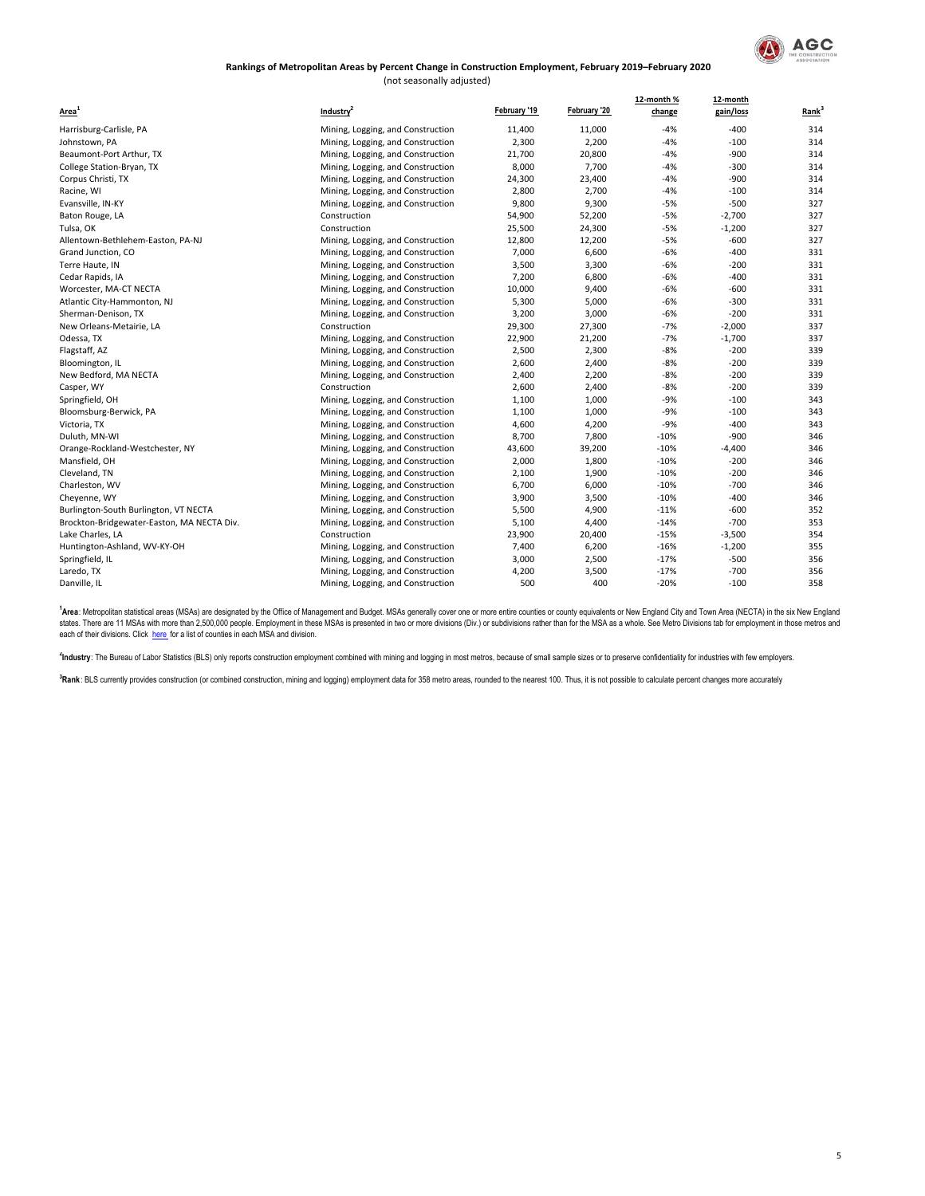## Rankings of Metropolitan Areas by Percent Change in Construction Employment, February 2019–February 2020

(not seasonally adjusted)

| Area[1] | Industry[2] | February '19 | February '20 | 12-month % change | 12-month gain/loss | Rank[3] |
|---|---|---|---|---|---|---|
| Harrisburg-Carlisle, PA | Mining, Logging, and Construction | 11,400 | 11,000 | -4% | -400 | 314 |
| Johnstown, PA | Mining, Logging, and Construction | 2,300 | 2,200 | -4% | -100 | 314 |
| Beaumont-Port Arthur, TX | Mining, Logging, and Construction | 21,700 | 20,800 | -4% | -900 | 314 |
| College Station-Bryan, TX | Mining, Logging, and Construction | 8,000 | 7,700 | -4% | -300 | 314 |
| Corpus Christi, TX | Mining, Logging, and Construction | 24,300 | 23,400 | -4% | -900 | 314 |
| Racine, WI | Mining, Logging, and Construction | 2,800 | 2,700 | -4% | -100 | 314 |
| Evansville, IN-KY | Mining, Logging, and Construction | 9,800 | 9,300 | -5% | -500 | 327 |
| Baton Rouge, LA | Construction | 54,900 | 52,200 | -5% | -2,700 | 327 |
| Tulsa, OK | Construction | 25,500 | 24,300 | -5% | -1,200 | 327 |
| Allentown-Bethlehem-Easton, PA-NJ | Mining, Logging, and Construction | 12,800 | 12,200 | -5% | -600 | 327 |
| Grand Junction, CO | Mining, Logging, and Construction | 7,000 | 6,600 | -6% | -400 | 331 |
| Terre Haute, IN | Mining, Logging, and Construction | 3,500 | 3,300 | -6% | -200 | 331 |
| Cedar Rapids, IA | Mining, Logging, and Construction | 7,200 | 6,800 | -6% | -400 | 331 |
| Worcester, MA-CT NECTA | Mining, Logging, and Construction | 10,000 | 9,400 | -6% | -600 | 331 |
| Atlantic City-Hammonton, NJ | Mining, Logging, and Construction | 5,300 | 5,000 | -6% | -300 | 331 |
| Sherman-Denison, TX | Mining, Logging, and Construction | 3,200 | 3,000 | -6% | -200 | 331 |
| New Orleans-Metairie, LA | Construction | 29,300 | 27,300 | -7% | -2,000 | 337 |
| Odessa, TX | Mining, Logging, and Construction | 22,900 | 21,200 | -7% | -1,700 | 337 |
| Flagstaff, AZ | Mining, Logging, and Construction | 2,500 | 2,300 | -8% | -200 | 339 |
| Bloomington, IL | Mining, Logging, and Construction | 2,600 | 2,400 | -8% | -200 | 339 |
| New Bedford, MA NECTA | Mining, Logging, and Construction | 2,400 | 2,200 | -8% | -200 | 339 |
| Casper, WY | Construction | 2,600 | 2,400 | -8% | -200 | 339 |
| Springfield, OH | Mining, Logging, and Construction | 1,100 | 1,000 | -9% | -100 | 343 |
| Bloomsburg-Berwick, PA | Mining, Logging, and Construction | 1,100 | 1,000 | -9% | -100 | 343 |
| Victoria, TX | Mining, Logging, and Construction | 4,600 | 4,200 | -9% | -400 | 343 |
| Duluth, MN-WI | Mining, Logging, and Construction | 8,700 | 7,800 | -10% | -900 | 346 |
| Orange-Rockland-Westchester, NY | Mining, Logging, and Construction | 43,600 | 39,200 | -10% | -4,400 | 346 |
| Mansfield, OH | Mining, Logging, and Construction | 2,000 | 1,800 | -10% | -200 | 346 |
| Cleveland, TN | Mining, Logging, and Construction | 2,100 | 1,900 | -10% | -200 | 346 |
| Charleston, WV | Mining, Logging, and Construction | 6,700 | 6,000 | -10% | -700 | 346 |
| Cheyenne, WY | Mining, Logging, and Construction | 3,900 | 3,500 | -10% | -400 | 346 |
| Burlington-South Burlington, VT NECTA | Mining, Logging, and Construction | 5,500 | 4,900 | -11% | -600 | 352 |
| Brockton-Bridgewater-Easton, MA NECTA Div. | Mining, Logging, and Construction | 5,100 | 4,400 | -14% | -700 | 353 |
| Lake Charles, LA | Construction | 23,900 | 20,400 | -15% | -3,500 | 354 |
| Huntington-Ashland, WV-KY-OH | Mining, Logging, and Construction | 7,400 | 6,200 | -16% | -1,200 | 355 |
| Springfield, IL | Mining, Logging, and Construction | 3,000 | 2,500 | -17% | -500 | 356 |
| Laredo, TX | Mining, Logging, and Construction | 4,200 | 3,500 | -17% | -700 | 356 |
| Danville, IL | Mining, Logging, and Construction | 500 | 400 | -20% | -100 | 358 |

[1]**Area**: Metropolitan statistical areas (MSAs) are designated by the Office of Management and Budget. MSAs generally cover one or more entire counties or county equivalents or New England City and Town Area (NECTA) in the six New England states. There are 11 MSAs with more than 2,500,000 people. Employment in these MSAs is presented in two or more divisions (Div.) or subdivisions rather than for the MSA as a whole. See Metro Divisions tab for employment in those metros and each of their divisions. Click here for a list of counties in each MSA and division.

[2]**Industry**: The Bureau of Labor Statistics (BLS) only reports construction employment combined with mining and logging in most metros, because of small sample sizes or to preserve confidentiality for industries with few employers.

[3]**Rank**: BLS currently provides construction (or combined construction, mining and logging) employment data for 358 metro areas, rounded to the nearest 100. Thus, it is not possible to calculate percent changes more accurately